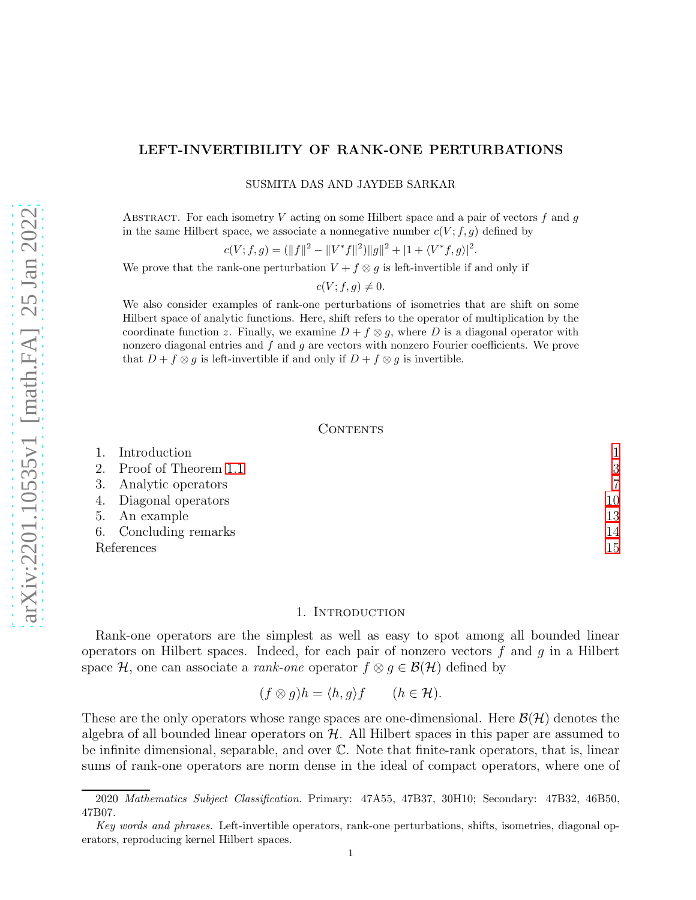# LEFT-INVERTIBILITY OF RANK-ONE PERTURBATIONS

SUSMITA DAS AND JAYDEB SARKAR

Abstract. For each isometry $V$ acting on some Hilbert space and a pair of vectors $f$ and $g$ in the same Hilbert space, we associate a nonnegative number $c(V; f, g)$ defined by

$$c(V; f, g) = (\|f\|^2 - \|V^* f\|^2)\|g\|^2 + |1 + \langle V^* f, g\rangle|^2.$$

We prove that the rank-one perturbation $V + f \otimes g$ is left-invertible if and only if

$$c(V; f, g) \neq 0.$$

We also consider examples of rank-one perturbations of isometries that are shift on some Hilbert space of analytic functions. Here, shift refers to the operator of multiplication by the coordinate function $z$. Finally, we examine $D + f \otimes g$, where $D$ is a diagonal operator with nonzero diagonal entries and $f$ and $g$ are vectors with nonzero Fourier coefficients. We prove that $D + f \otimes g$ is left-invertible if and only if $D + f \otimes g$ is invertible.

## Contents

| | | |
|---|---|---|
| 1. | Introduction | 1 |
| 2. | Proof of Theorem 1.1 | 3 |
| 3. | Analytic operators | 7 |
| 4. | Diagonal operators | 10 |
| 5. | An example | 13 |
| 6. | Concluding remarks | 14 |
| | References | 15 |

## 1. Introduction

Rank-one operators are the simplest as well as easy to spot among all bounded linear operators on Hilbert spaces. Indeed, for each pair of nonzero vectors $f$ and $g$ in a Hilbert space $\mathcal{H}$, one can associate a *rank-one* operator $f \otimes g \in \mathcal{B}(\mathcal{H})$ defined by

$$(f \otimes g)h = \langle h, g\rangle f \qquad (h \in \mathcal{H}).$$

These are the only operators whose range spaces are one-dimensional. Here $\mathcal{B}(\mathcal{H})$ denotes the algebra of all bounded linear operators on $\mathcal{H}$. All Hilbert spaces in this paper are assumed to be infinite dimensional, separable, and over $\mathbb{C}$. Note that finite-rank operators, that is, linear sums of rank-one operators are norm dense in the ideal of compact operators, where one of

2020 *Mathematics Subject Classification.* Primary: 47A55, 47B37, 30H10; Secondary: 47B32, 46B50, 47B07.

*Key words and phrases.* Left-invertible operators, rank-one perturbations, shifts, isometries, diagonal operators, reproducing kernel Hilbert spaces.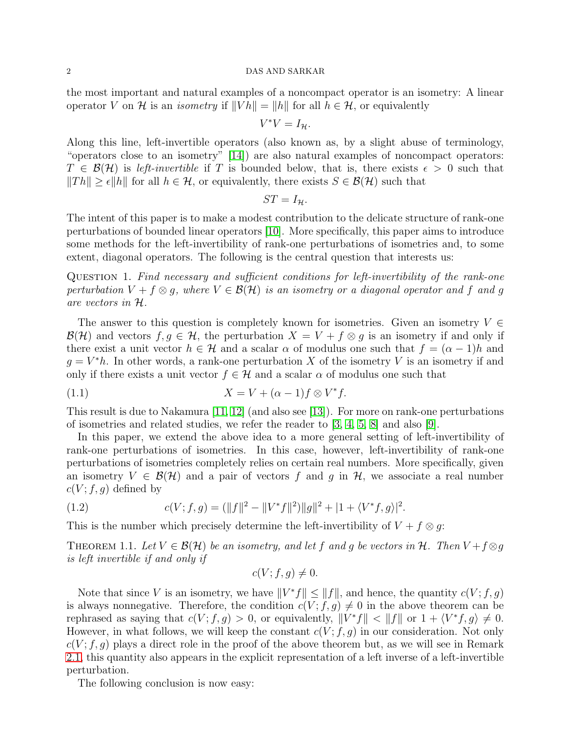the most important and natural examples of a noncompact operator is an isometry: A linear operator $V$ on $\mathcal{H}$ is an *isometry* if $\|Vh\| = \|h\|$ for all $h \in \mathcal{H}$, or equivalently

$$V^*V = I_{\mathcal{H}}.$$

Along this line, left-invertible operators (also known as, by a slight abuse of terminology, "operators close to an isometry" [14]) are also natural examples of noncompact operators: $T \in \mathcal{B}(\mathcal{H})$ is *left-invertible* if $T$ is bounded below, that is, there exists $\epsilon > 0$ such that $\|Th\| \geq \epsilon \|h\|$ for all $h \in \mathcal{H}$, or equivalently, there exists $S \in \mathcal{B}(\mathcal{H})$ such that

$$ST = I_{\mathcal{H}}.$$

The intent of this paper is to make a modest contribution to the delicate structure of rank-one perturbations of bounded linear operators [10]. More specifically, this paper aims to introduce some methods for the left-invertibility of rank-one perturbations of isometries and, to some extent, diagonal operators. The following is the central question that interests us:

Question 1. *Find necessary and sufficient conditions for left-invertibility of the rank-one perturbation $V + f \otimes g$, where $V \in \mathcal{B}(\mathcal{H})$ is an isometry or a diagonal operator and $f$ and $g$ are vectors in $\mathcal{H}$.*

The answer to this question is completely known for isometries. Given an isometry $V \in \mathcal{B}(\mathcal{H})$ and vectors $f, g \in \mathcal{H}$, the perturbation $X = V + f \otimes g$ is an isometry if and only if there exist a unit vector $h \in \mathcal{H}$ and a scalar $\alpha$ of modulus one such that $f = (\alpha - 1)h$ and $g = V^*h$. In other words, a rank-one perturbation $X$ of the isometry $V$ is an isometry if and only if there exists a unit vector $f \in \mathcal{H}$ and a scalar $\alpha$ of modulus one such that

$$X = V + (\alpha - 1) f \otimes V^* f. \tag{1.1}$$

This result is due to Nakamura [11, 12] (and also see [13]). For more on rank-one perturbations of isometries and related studies, we refer the reader to [3, 4, 5, 8] and also [9].

In this paper, we extend the above idea to a more general setting of left-invertibility of rank-one perturbations of isometries. In this case, however, left-invertibility of rank-one perturbations of isometries completely relies on certain real numbers. More specifically, given an isometry $V \in \mathcal{B}(\mathcal{H})$ and a pair of vectors $f$ and $g$ in $\mathcal{H}$, we associate a real number $c(V; f, g)$ defined by

$$c(V; f, g) = (\|f\|^2 - \|V^* f\|^2)\|g\|^2 + |1 + \langle V^* f, g\rangle|^2. \tag{1.2}$$

This is the number which precisely determine the left-invertibility of $V + f \otimes g$:

Theorem 1.1. *Let $V \in \mathcal{B}(\mathcal{H})$ be an isometry, and let $f$ and $g$ be vectors in $\mathcal{H}$. Then $V + f \otimes g$ is left invertible if and only if*

$$c(V; f, g) \neq 0.$$

Note that since $V$ is an isometry, we have $\|V^* f\| \leq \|f\|$, and hence, the quantity $c(V; f, g)$ is always nonnegative. Therefore, the condition $c(V; f, g) \neq 0$ in the above theorem can be rephrased as saying that $c(V; f, g) > 0$, or equivalently, $\|V^* f\| < \|f\|$ or $1 + \langle V^* f, g\rangle \neq 0$. However, in what follows, we will keep the constant $c(V; f, g)$ in our consideration. Not only $c(V; f, g)$ plays a direct role in the proof of the above theorem but, as we will see in Remark 2.1, this quantity also appears in the explicit representation of a left inverse of a left-invertible perturbation.

The following conclusion is now easy: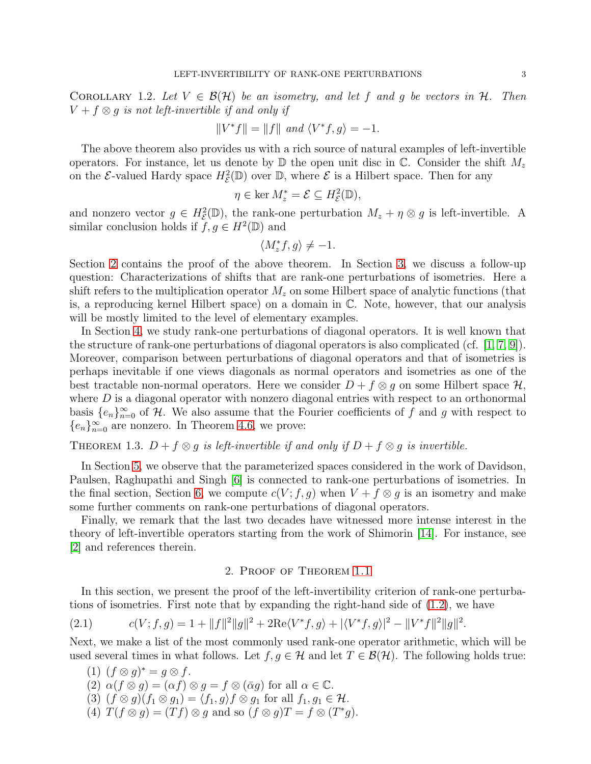Corollary 1.2. *Let $V \in \mathcal{B}(\mathcal{H})$ be an isometry, and let $f$ and $g$ be vectors in $\mathcal{H}$. Then $V + f \otimes g$ is not left-invertible if and only if*

$$\|V^* f\| = \|f\| \text{ and } \langle V^* f, g\rangle = -1.$$

The above theorem also provides us with a rich source of natural examples of left-invertible operators. For instance, let us denote by $\mathbb{D}$ the open unit disc in $\mathbb{C}$. Consider the shift $M_z$ on the $\mathcal{E}$-valued Hardy space $H^2_{\mathcal{E}}(\mathbb{D})$ over $\mathbb{D}$, where $\mathcal{E}$ is a Hilbert space. Then for any

$$\eta \in \ker M_z^* = \mathcal{E} \subseteq H^2_{\mathcal{E}}(\mathbb{D}),$$

and nonzero vector $g \in H^2_{\mathcal{E}}(\mathbb{D})$, the rank-one perturbation $M_z + \eta \otimes g$ is left-invertible. A similar conclusion holds if $f, g \in H^2(\mathbb{D})$ and

$$\langle M_z^* f, g\rangle \neq -1.$$

Section 2 contains the proof of the above theorem. In Section 3, we discuss a follow-up question: Characterizations of shifts that are rank-one perturbations of isometries. Here a shift refers to the multiplication operator $M_z$ on some Hilbert space of analytic functions (that is, a reproducing kernel Hilbert space) on a domain in $\mathbb{C}$. Note, however, that our analysis will be mostly limited to the level of elementary examples.

In Section 4, we study rank-one perturbations of diagonal operators. It is well known that the structure of rank-one perturbations of diagonal operators is also complicated (cf. [1, 7, 9]). Moreover, comparison between perturbations of diagonal operators and that of isometries is perhaps inevitable if one views diagonals as normal operators and isometries as one of the best tractable non-normal operators. Here we consider $D + f \otimes g$ on some Hilbert space $\mathcal{H}$, where $D$ is a diagonal operator with nonzero diagonal entries with respect to an orthonormal basis $\{e_n\}_{n=0}^\infty$ of $\mathcal{H}$. We also assume that the Fourier coefficients of $f$ and $g$ with respect to $\{e_n\}_{n=0}^\infty$ are nonzero. In Theorem 4.6, we prove:

Theorem 1.3. *$D + f \otimes g$ is left-invertible if and only if $D + f \otimes g$ is invertible.*

In Section 5, we observe that the parameterized spaces considered in the work of Davidson, Paulsen, Raghupathi and Singh [6] is connected to rank-one perturbations of isometries. In the final section, Section 6, we compute $c(V; f, g)$ when $V + f \otimes g$ is an isometry and make some further comments on rank-one perturbations of diagonal operators.

Finally, we remark that the last two decades have witnessed more intense interest in the theory of left-invertible operators starting from the work of Shimorin [14]. For instance, see [2] and references therein.

## 2. Proof of Theorem 1.1

In this section, we present the proof of the left-invertibility criterion of rank-one perturbations of isometries. First note that by expanding the right-hand side of (1.2), we have

$$c(V; f, g) = 1 + \|f\|^2\|g\|^2 + 2\mathrm{Re}\langle V^* f, g\rangle + |\langle V^* f, g\rangle|^2 - \|V^* f\|^2\|g\|^2. \tag{2.1}$$

Next, we make a list of the most commonly used rank-one operator arithmetic, which will be used several times in what follows. Let $f, g \in \mathcal{H}$ and let $T \in \mathcal{B}(\mathcal{H})$. The following holds true:

1. $(f \otimes g)^* = g \otimes f$.
2. $\alpha(f \otimes g) = (\alpha f) \otimes g = f \otimes (\bar{\alpha} g)$ for all $\alpha \in \mathbb{C}$.
3. $(f \otimes g)(f_1 \otimes g_1) = \langle f_1, g\rangle f \otimes g_1$ for all $f_1, g_1 \in \mathcal{H}$.
4. $T(f \otimes g) = (Tf) \otimes g$ and so $(f \otimes g)T = f \otimes (T^* g)$.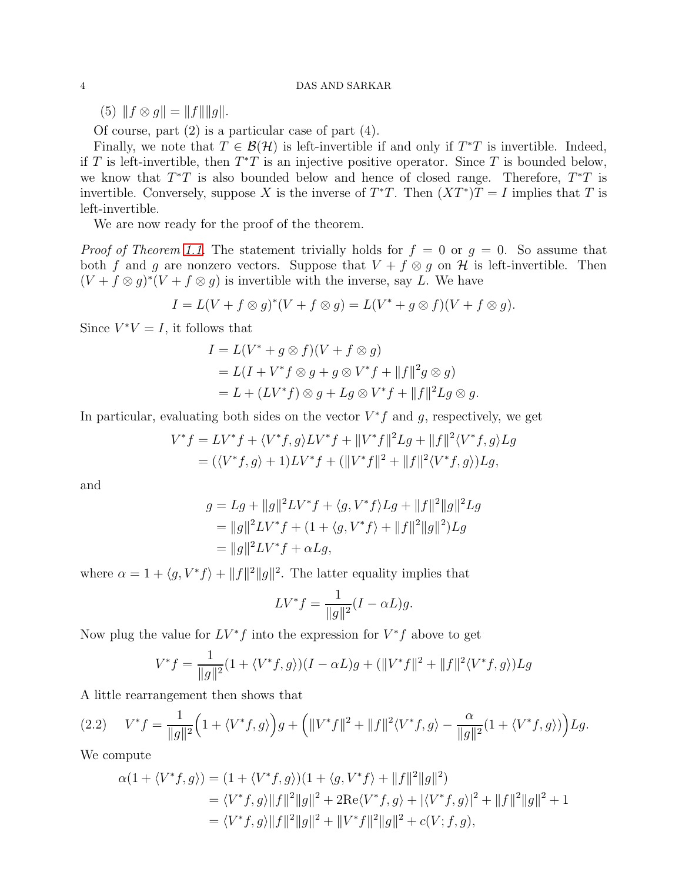(5) $\|f \otimes g\| = \|f\| \|g\|$.

Of course, part (2) is a particular case of part (4).

Finally, we note that $T \in \mathcal{B}(\mathcal{H})$ is left-invertible if and only if $T^*T$ is invertible. Indeed, if $T$ is left-invertible, then $T^*T$ is an injective positive operator. Since $T$ is bounded below, we know that $T^*T$ is also bounded below and hence of closed range. Therefore, $T^*T$ is invertible. Conversely, suppose $X$ is the inverse of $T^*T$. Then $(XT^*)T = I$ implies that $T$ is left-invertible.

We are now ready for the proof of the theorem.

*Proof of Theorem 1.1.* The statement trivially holds for $f = 0$ or $g = 0$. So assume that both $f$ and $g$ are nonzero vectors. Suppose that $V + f \otimes g$ on $\mathcal{H}$ is left-invertible. Then $(V + f \otimes g)^*(V + f \otimes g)$ is invertible with the inverse, say $L$. We have

$$I = L(V + f \otimes g)^*(V + f \otimes g) = L(V^* + g \otimes f)(V + f \otimes g).$$

Since $V^*V = I$, it follows that

$$\begin{aligned}
I &= L(V^* + g \otimes f)(V + f \otimes g) \\
&= L(I + V^*f \otimes g + g \otimes V^*f + \|f\|^2 g \otimes g) \\
&= L + (LV^*f) \otimes g + Lg \otimes V^*f + \|f\|^2 Lg \otimes g.
\end{aligned}$$

In particular, evaluating both sides on the vector $V^*f$ and $g$, respectively, we get

$$\begin{aligned}
V^*f &= LV^*f + \langle V^*f, g\rangle LV^*f + \|V^*f\|^2 Lg + \|f\|^2 \langle V^*f, g\rangle Lg \\
&= (\langle V^*f, g\rangle + 1)LV^*f + (\|V^*f\|^2 + \|f\|^2\langle V^*f, g\rangle)Lg,
\end{aligned}$$

and

$$\begin{aligned}
g &= Lg + \|g\|^2 LV^*f + \langle g, V^*f\rangle Lg + \|f\|^2\|g\|^2 Lg \\
&= \|g\|^2 LV^*f + (1 + \langle g, V^*f\rangle + \|f\|^2\|g\|^2)Lg \\
&= \|g\|^2 LV^*f + \alpha Lg,
\end{aligned}$$

where $\alpha = 1 + \langle g, V^*f\rangle + \|f\|^2\|g\|^2$. The latter equality implies that

$$LV^*f = \frac{1}{\|g\|^2}(I - \alpha L)g.$$

Now plug the value for $LV^*f$ into the expression for $V^*f$ above to get

$$V^*f = \frac{1}{\|g\|^2}(1 + \langle V^*f, g\rangle)(I - \alpha L)g + (\|V^*f\|^2 + \|f\|^2\langle V^*f, g\rangle)Lg$$

A little rearrangement then shows that

$$V^*f = \frac{1}{\|g\|^2}\Big(1 + \langle V^*f, g\rangle\Big)g + \Big(\|V^*f\|^2 + \|f\|^2\langle V^*f, g\rangle - \frac{\alpha}{\|g\|^2}(1 + \langle V^*f, g\rangle)\Big)Lg. \tag{2.2}$$

We compute

$$\begin{aligned}
\alpha(1 + \langle V^*f, g\rangle) &= (1 + \langle V^*f, g\rangle)(1 + \langle g, V^*f\rangle + \|f\|^2\|g\|^2) \\
&= \langle V^*f, g\rangle\|f\|^2\|g\|^2 + 2\text{Re}\langle V^*f, g\rangle + |\langle V^*f, g\rangle|^2 + \|f\|^2\|g\|^2 + 1 \\
&= \langle V^*f, g\rangle\|f\|^2\|g\|^2 + \|V^*f\|^2\|g\|^2 + c(V; f, g),
\end{aligned}$$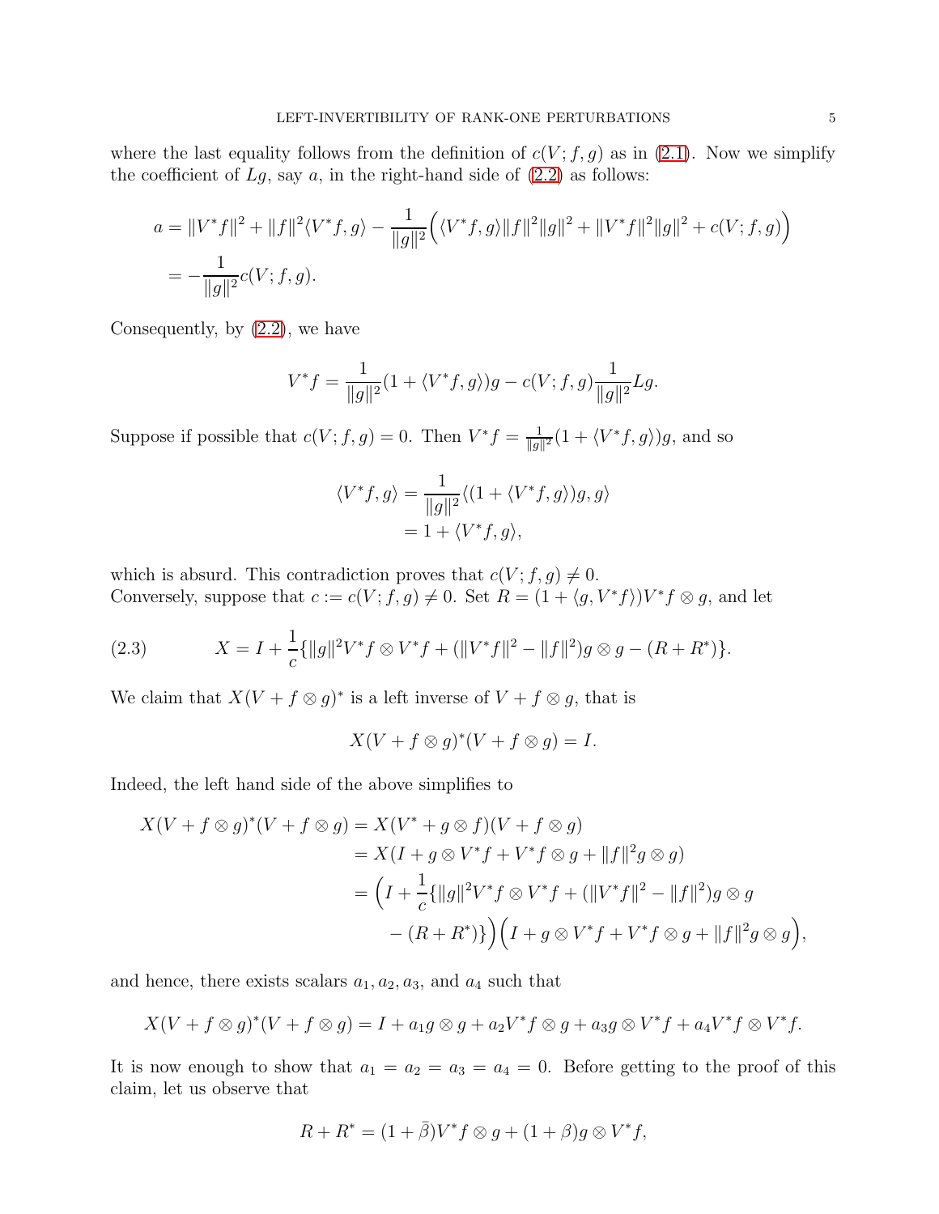where the last equality follows from the definition of $c(V; f, g)$ as in (2.1). Now we simplify the coefficient of $Lg$, say $a$, in the right-hand side of (2.2) as follows:

$$
\begin{aligned}
a &= \|V^*f\|^2 + \|f\|^2\langle V^*f, g\rangle - \frac{1}{\|g\|^2}\Big(\langle V^*f, g\rangle\|f\|^2\|g\|^2 + \|V^*f\|^2\|g\|^2 + c(V; f, g)\Big) \\
&= -\frac{1}{\|g\|^2}c(V; f, g).
\end{aligned}
$$

Consequently, by (2.2), we have

$$
V^*f = \frac{1}{\|g\|^2}(1 + \langle V^*f, g\rangle)g - c(V; f, g)\frac{1}{\|g\|^2}Lg.
$$

Suppose if possible that $c(V; f, g) = 0$. Then $V^*f = \frac{1}{\|g\|^2}(1 + \langle V^*f, g\rangle)g$, and so

$$
\begin{aligned}
\langle V^*f, g\rangle &= \frac{1}{\|g\|^2}\langle (1 + \langle V^*f, g\rangle)g, g\rangle \\
&= 1 + \langle V^*f, g\rangle,
\end{aligned}
$$

which is absurd. This contradiction proves that $c(V; f, g) \neq 0$.
Conversely, suppose that $c := c(V; f, g) \neq 0$. Set $R = (1 + \langle g, V^*f\rangle)V^*f \otimes g$, and let

$$
X = I + \frac{1}{c}\{\|g\|^2 V^*f \otimes V^*f + (\|V^*f\|^2 - \|f\|^2)g \otimes g - (R + R^*)\}. \tag{2.3}
$$

We claim that $X(V + f \otimes g)^*$ is a left inverse of $V + f \otimes g$, that is

$$
X(V + f \otimes g)^*(V + f \otimes g) = I.
$$

Indeed, the left hand side of the above simplifies to

$$
\begin{aligned}
X(V + f \otimes g)^*(V + f \otimes g) &= X(V^* + g \otimes f)(V + f \otimes g) \\
&= X(I + g \otimes V^*f + V^*f \otimes g + \|f\|^2 g \otimes g) \\
&= \Big(I + \frac{1}{c}\{\|g\|^2 V^*f \otimes V^*f + (\|V^*f\|^2 - \|f\|^2)g \otimes g \\
&\qquad - (R + R^*)\}\Big)\Big(I + g \otimes V^*f + V^*f \otimes g + \|f\|^2 g \otimes g\Big),
\end{aligned}
$$

and hence, there exists scalars $a_1, a_2, a_3$, and $a_4$ such that

$$
X(V + f \otimes g)^*(V + f \otimes g) = I + a_1 g \otimes g + a_2 V^*f \otimes g + a_3 g \otimes V^*f + a_4 V^*f \otimes V^*f.
$$

It is now enough to show that $a_1 = a_2 = a_3 = a_4 = 0$. Before getting to the proof of this claim, let us observe that

$$
R + R^* = (1 + \bar{\beta})V^*f \otimes g + (1 + \beta)g \otimes V^*f,
$$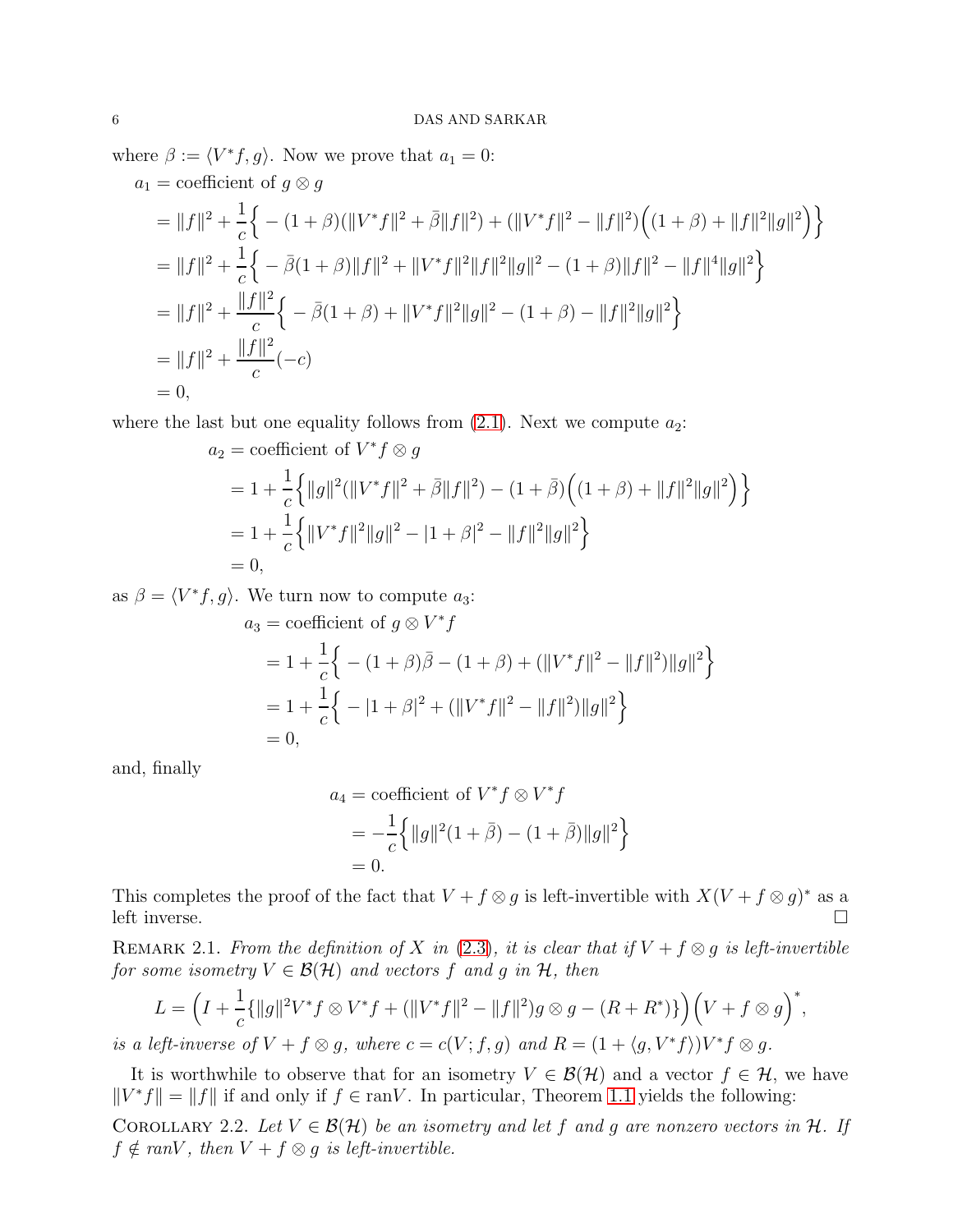where $\beta := \langle V^* f, g\rangle$. Now we prove that $a_1 = 0$:

$$
\begin{aligned}
a_1 &= \text{coefficient of } g \otimes g \\
&= \|f\|^2 + \frac{1}{c}\Big\{ -(1+\beta)(\|V^*f\|^2 + \bar{\beta}\|f\|^2) + (\|V^*f\|^2 - \|f\|^2)\Big((1+\beta) + \|f\|^2\|g\|^2\Big)\Big\} \\
&= \|f\|^2 + \frac{1}{c}\Big\{ -\bar{\beta}(1+\beta)\|f\|^2 + \|V^*f\|^2\|f\|^2\|g\|^2 - (1+\beta)\|f\|^2 - \|f\|^4\|g\|^2\Big\} \\
&= \|f\|^2 + \frac{\|f\|^2}{c}\Big\{ -\bar{\beta}(1+\beta) + \|V^*f\|^2\|g\|^2 - (1+\beta) - \|f\|^2\|g\|^2\Big\} \\
&= \|f\|^2 + \frac{\|f\|^2}{c}(-c) \\
&= 0,
\end{aligned}
$$

where the last but one equality follows from (2.1). Next we compute $a_2$:

$$
\begin{aligned}
a_2 &= \text{coefficient of } V^*f \otimes g \\
&= 1 + \frac{1}{c}\Big\{ \|g\|^2(\|V^*f\|^2 + \bar{\beta}\|f\|^2) - (1+\bar{\beta})\Big((1+\beta) + \|f\|^2\|g\|^2\Big)\Big\} \\
&= 1 + \frac{1}{c}\Big\{ \|V^*f\|^2\|g\|^2 - |1+\beta|^2 - \|f\|^2\|g\|^2\Big\} \\
&= 0,
\end{aligned}
$$

as $\beta = \langle V^* f, g\rangle$. We turn now to compute $a_3$:

$$
\begin{aligned}
a_3 &= \text{coefficient of } g \otimes V^*f \\
&= 1 + \frac{1}{c}\Big\{ -(1+\beta)\bar{\beta} - (1+\beta) + (\|V^*f\|^2 - \|f\|^2)\|g\|^2\Big\} \\
&= 1 + \frac{1}{c}\Big\{ -|1+\beta|^2 + (\|V^*f\|^2 - \|f\|^2)\|g\|^2\Big\} \\
&= 0,
\end{aligned}
$$

and, finally

$$
\begin{aligned}
a_4 &= \text{coefficient of } V^*f \otimes V^*f \\
&= -\frac{1}{c}\Big\{ \|g\|^2(1+\bar{\beta}) - (1+\bar{\beta})\|g\|^2\Big\} \\
&= 0.
\end{aligned}
$$

This completes the proof of the fact that $V + f \otimes g$ is left-invertible with $X(V + f\otimes g)^*$ as a left inverse. $\square$

REMARK 2.1. *From the definition of $X$ in (2.3), it is clear that if $V + f\otimes g$ is left-invertible for some isometry $V \in \mathcal{B}(\mathcal{H})$ and vectors $f$ and $g$ in $\mathcal{H}$, then*

$$
L = \Big(I + \frac{1}{c}\{\|g\|^2 V^*f \otimes V^*f + (\|V^*f\|^2 - \|f\|^2) g\otimes g - (R + R^*)\}\Big)\Big(V + f\otimes g\Big)^*,
$$

*is a left-inverse of $V + f \otimes g$, where $c = c(V; f, g)$ and $R = (1 + \langle g, V^*f\rangle)V^*f \otimes g$.*

It is worthwhile to observe that for an isometry $V \in \mathcal{B}(\mathcal{H})$ and a vector $f \in \mathcal{H}$, we have $\|V^*f\| = \|f\|$ if and only if $f \in \text{ran}V$. In particular, Theorem 1.1 yields the following:

COROLLARY 2.2. *Let $V \in \mathcal{B}(\mathcal{H})$ be an isometry and let $f$ and $g$ are nonzero vectors in $\mathcal{H}$. If $f \notin \text{ran}V$, then $V + f\otimes g$ is left-invertible.*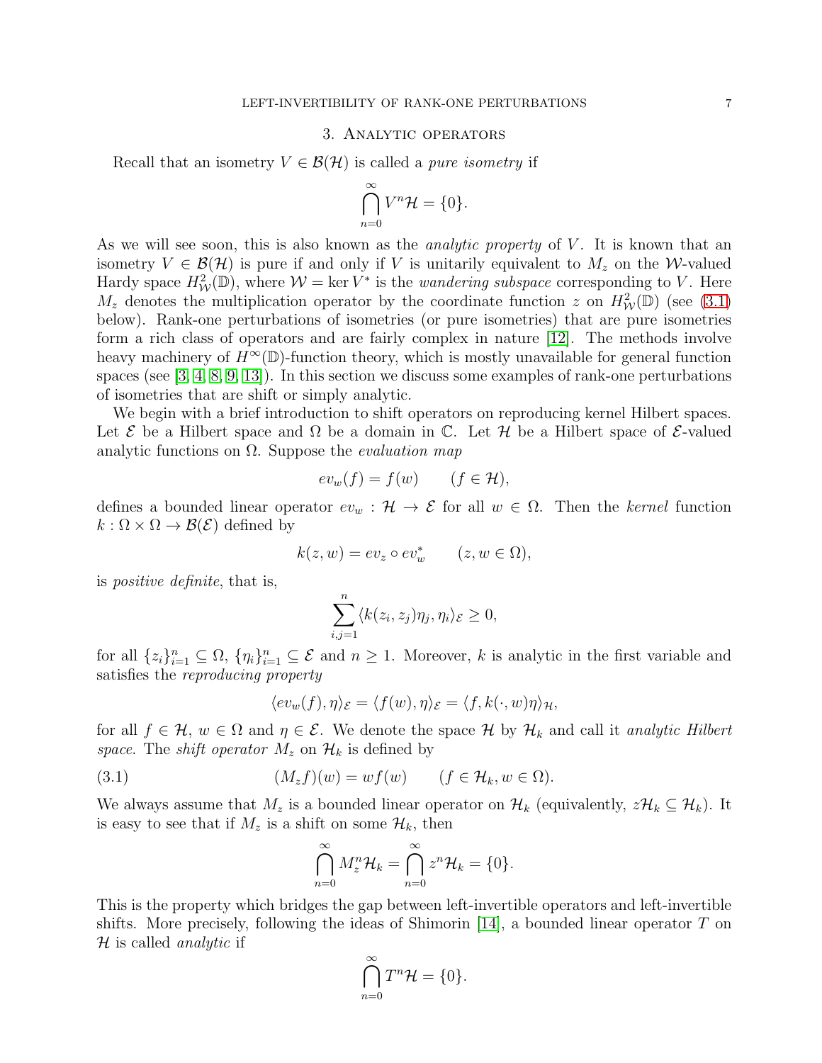## 3. Analytic operators

Recall that an isometry $V \in \mathcal{B}(\mathcal{H})$ is called a *pure isometry* if

$$\bigcap_{n=0}^{\infty} V^n \mathcal{H} = \{0\}.$$

As we will see soon, this is also known as the *analytic property* of $V$. It is known that an isometry $V \in \mathcal{B}(\mathcal{H})$ is pure if and only if $V$ is unitarily equivalent to $M_z$ on the $\mathcal{W}$-valued Hardy space $H^2_{\mathcal{W}}(\mathbb{D})$, where $\mathcal{W} = \ker V^*$ is the *wandering subspace* corresponding to $V$. Here $M_z$ denotes the multiplication operator by the coordinate function $z$ on $H^2_{\mathcal{W}}(\mathbb{D})$ (see (3.1) below). Rank-one perturbations of isometries (or pure isometries) that are pure isometries form a rich class of operators and are fairly complex in nature [12]. The methods involve heavy machinery of $H^\infty(\mathbb{D})$-function theory, which is mostly unavailable for general function spaces (see [3, 4, 8, 9, 13]). In this section we discuss some examples of rank-one perturbations of isometries that are shift or simply analytic.

We begin with a brief introduction to shift operators on reproducing kernel Hilbert spaces. Let $\mathcal{E}$ be a Hilbert space and $\Omega$ be a domain in $\mathbb{C}$. Let $\mathcal{H}$ be a Hilbert space of $\mathcal{E}$-valued analytic functions on $\Omega$. Suppose the *evaluation map*

$$ev_w(f) = f(w) \qquad (f \in \mathcal{H}),$$

defines a bounded linear operator $ev_w : \mathcal{H} \to \mathcal{E}$ for all $w \in \Omega$. Then the *kernel* function $k : \Omega \times \Omega \to \mathcal{B}(\mathcal{E})$ defined by

$$k(z, w) = ev_z \circ ev_w^* \qquad (z, w \in \Omega),$$

is *positive definite*, that is,

$$\sum_{i,j=1}^{n} \langle k(z_i, z_j)\eta_j, \eta_i \rangle_{\mathcal{E}} \geq 0,$$

for all $\{z_i\}_{i=1}^n \subseteq \Omega$, $\{\eta_i\}_{i=1}^n \subseteq \mathcal{E}$ and $n \geq 1$. Moreover, $k$ is analytic in the first variable and satisfies the *reproducing property*

$$\langle ev_w(f), \eta \rangle_{\mathcal{E}} = \langle f(w), \eta \rangle_{\mathcal{E}} = \langle f, k(\cdot, w)\eta \rangle_{\mathcal{H}},$$

for all $f \in \mathcal{H}$, $w \in \Omega$ and $\eta \in \mathcal{E}$. We denote the space $\mathcal{H}$ by $\mathcal{H}_k$ and call it *analytic Hilbert space*. The *shift operator* $M_z$ on $\mathcal{H}_k$ is defined by

$$(M_z f)(w) = w f(w) \qquad (f \in \mathcal{H}_k, w \in \Omega). \tag{3.1}$$

We always assume that $M_z$ is a bounded linear operator on $\mathcal{H}_k$ (equivalently, $z\mathcal{H}_k \subseteq \mathcal{H}_k$). It is easy to see that if $M_z$ is a shift on some $\mathcal{H}_k$, then

$$\bigcap_{n=0}^{\infty} M_z^n \mathcal{H}_k = \bigcap_{n=0}^{\infty} z^n \mathcal{H}_k = \{0\}.$$

This is the property which bridges the gap between left-invertible operators and left-invertible shifts. More precisely, following the ideas of Shimorin [14], a bounded linear operator $T$ on $\mathcal{H}$ is called *analytic* if

$$\bigcap_{n=0}^{\infty} T^n \mathcal{H} = \{0\}.$$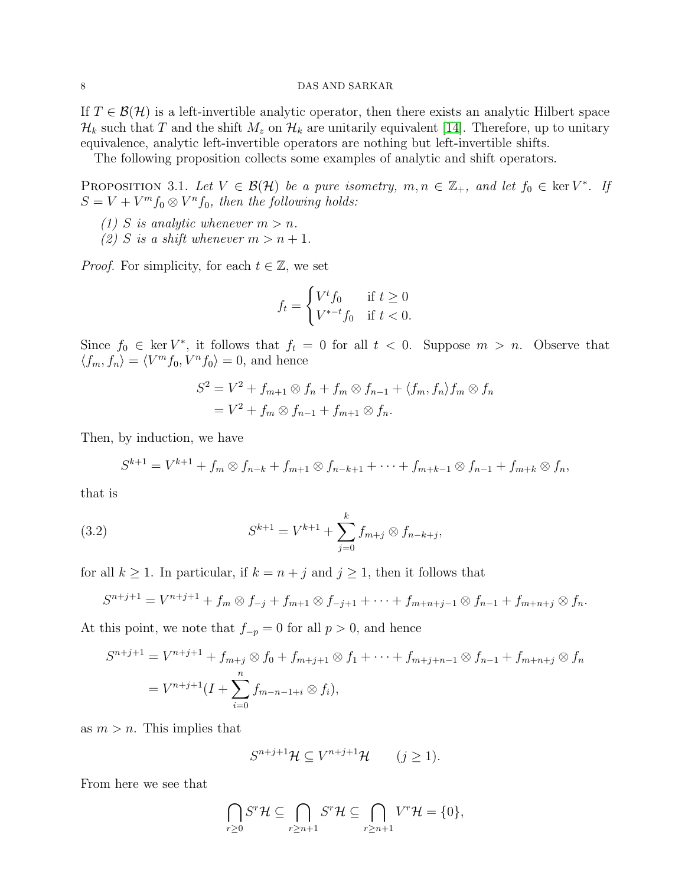If $T \in \mathcal{B}(\mathcal{H})$ is a left-invertible analytic operator, then there exists an analytic Hilbert space $\mathcal{H}_k$ such that $T$ and the shift $M_z$ on $\mathcal{H}_k$ are unitarily equivalent [14]. Therefore, up to unitary equivalence, analytic left-invertible operators are nothing but left-invertible shifts.

The following proposition collects some examples of analytic and shift operators.

Proposition 3.1. *Let $V \in \mathcal{B}(\mathcal{H})$ be a pure isometry, $m, n \in \mathbb{Z}_+$, and let $f_0 \in \ker V^*$. If $S = V + V^m f_0 \otimes V^n f_0$, then the following holds:*

*(1) $S$ is analytic whenever $m > n$.*

*(2) $S$ is a shift whenever $m > n+1$.*

*Proof.* For simplicity, for each $t \in \mathbb{Z}$, we set

$$f_t = \begin{cases} V^t f_0 & \text{if } t \geq 0 \\ V^{*-t} f_0 & \text{if } t < 0. \end{cases}$$

Since $f_0 \in \ker V^*$, it follows that $f_t = 0$ for all $t < 0$. Suppose $m > n$. Observe that $\langle f_m, f_n \rangle = \langle V^m f_0, V^n f_0 \rangle = 0$, and hence

$$\begin{aligned} S^2 &= V^2 + f_{m+1} \otimes f_n + f_m \otimes f_{n-1} + \langle f_m, f_n \rangle f_m \otimes f_n \\ &= V^2 + f_m \otimes f_{n-1} + f_{m+1} \otimes f_n. \end{aligned}$$

Then, by induction, we have

$$S^{k+1} = V^{k+1} + f_m \otimes f_{n-k} + f_{m+1} \otimes f_{n-k+1} + \cdots + f_{m+k-1} \otimes f_{n-1} + f_{m+k} \otimes f_n,$$

that is

$$S^{k+1} = V^{k+1} + \sum_{j=0}^{k} f_{m+j} \otimes f_{n-k+j}, \tag{3.2}$$

for all $k \geq 1$. In particular, if $k = n + j$ and $j \geq 1$, then it follows that

$$S^{n+j+1} = V^{n+j+1} + f_m \otimes f_{-j} + f_{m+1} \otimes f_{-j+1} + \cdots + f_{m+n+j-1} \otimes f_{n-1} + f_{m+n+j} \otimes f_n.$$

At this point, we note that $f_{-p} = 0$ for all $p > 0$, and hence

$$\begin{aligned} S^{n+j+1} &= V^{n+j+1} + f_{m+j} \otimes f_0 + f_{m+j+1} \otimes f_1 + \cdots + f_{m+j+n-1} \otimes f_{n-1} + f_{m+n+j} \otimes f_n \\ &= V^{n+j+1}(I + \sum_{i=0}^{n} f_{m-n-1+i} \otimes f_i), \end{aligned}$$

as $m > n$. This implies that

$$S^{n+j+1}\mathcal{H} \subseteq V^{n+j+1}\mathcal{H} \qquad (j \geq 1).$$

From here we see that

$$\bigcap_{r \geq 0} S^r \mathcal{H} \subseteq \bigcap_{r \geq n+1} S^r \mathcal{H} \subseteq \bigcap_{r \geq n+1} V^r \mathcal{H} = \{0\},$$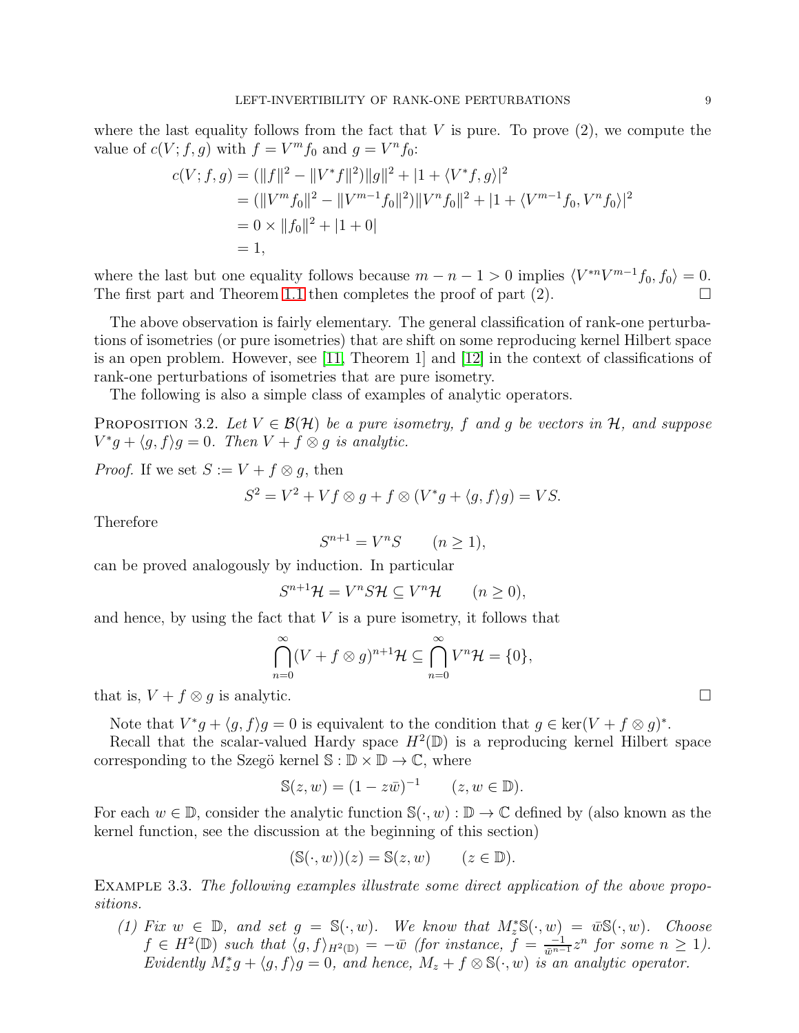where the last equality follows from the fact that $V$ is pure. To prove (2), we compute the value of $c(V; f, g)$ with $f = V^m f_0$ and $g = V^n f_0$:

$$\begin{aligned}
c(V; f, g) &= (\|f\|^2 - \|V^* f\|^2)\|g\|^2 + |1 + \langle V^* f, g\rangle|^2 \\
&= (\|V^m f_0\|^2 - \|V^{m-1} f_0\|^2)\|V^n f_0\|^2 + |1 + \langle V^{m-1} f_0, V^n f_0\rangle|^2 \\
&= 0 \times \|f_0\|^2 + |1 + 0| \\
&= 1,
\end{aligned}$$

where the last but one equality follows because $m - n - 1 > 0$ implies $\langle V^{*n} V^{m-1} f_0, f_0\rangle = 0$. The first part and Theorem 1.1 then completes the proof of part (2). $\square$

The above observation is fairly elementary. The general classification of rank-one perturbations of isometries (or pure isometries) that are shift on some reproducing kernel Hilbert space is an open problem. However, see [11, Theorem 1] and [12] in the context of classifications of rank-one perturbations of isometries that are pure isometry.

The following is also a simple class of examples of analytic operators.

**Proposition 3.2.** *Let $V \in \mathcal{B}(\mathcal{H})$ be a pure isometry, $f$ and $g$ be vectors in $\mathcal{H}$, and suppose $V^* g + \langle g, f\rangle g = 0$. Then $V + f \otimes g$ is analytic.*

*Proof.* If we set $S := V + f \otimes g$, then

$$S^2 = V^2 + V f \otimes g + f \otimes (V^* g + \langle g, f\rangle g) = VS.$$

Therefore

$$S^{n+1} = V^n S \qquad (n \geq 1),$$

can be proved analogously by induction. In particular

$$S^{n+1}\mathcal{H} = V^n S\mathcal{H} \subseteq V^n \mathcal{H} \qquad (n \geq 0),$$

and hence, by using the fact that $V$ is a pure isometry, it follows that

$$\bigcap_{n=0}^{\infty} (V + f \otimes g)^{n+1}\mathcal{H} \subseteq \bigcap_{n=0}^{\infty} V^n \mathcal{H} = \{0\},$$

that is, $V + f \otimes g$ is analytic. $\square$

Note that $V^* g + \langle g, f\rangle g = 0$ is equivalent to the condition that $g \in \ker(V + f \otimes g)^*$.

Recall that the scalar-valued Hardy space $H^2(\mathbb{D})$ is a reproducing kernel Hilbert space corresponding to the Szegö kernel $\mathbb{S} : \mathbb{D} \times \mathbb{D} \to \mathbb{C}$, where

$$\mathbb{S}(z, w) = (1 - z\bar{w})^{-1} \qquad (z, w \in \mathbb{D}).$$

For each $w \in \mathbb{D}$, consider the analytic function $\mathbb{S}(\cdot, w) : \mathbb{D} \to \mathbb{C}$ defined by (also known as the kernel function, see the discussion at the beginning of this section)

$$(\mathbb{S}(\cdot, w))(z) = \mathbb{S}(z, w) \qquad (z \in \mathbb{D}).$$

**Example 3.3.** *The following examples illustrate some direct application of the above propositions.*

*(1) Fix $w \in \mathbb{D}$, and set $g = \mathbb{S}(\cdot, w)$. We know that $M_z^* \mathbb{S}(\cdot, w) = \bar{w}\mathbb{S}(\cdot, w)$. Choose $f \in H^2(\mathbb{D})$ such that $\langle g, f\rangle_{H^2(\mathbb{D})} = -\bar{w}$ (for instance, $f = \frac{-1}{\bar{w}^{n-1}} z^n$ for some $n \geq 1$). Evidently $M_z^* g + \langle g, f\rangle g = 0$, and hence, $M_z + f \otimes \mathbb{S}(\cdot, w)$ is an analytic operator.*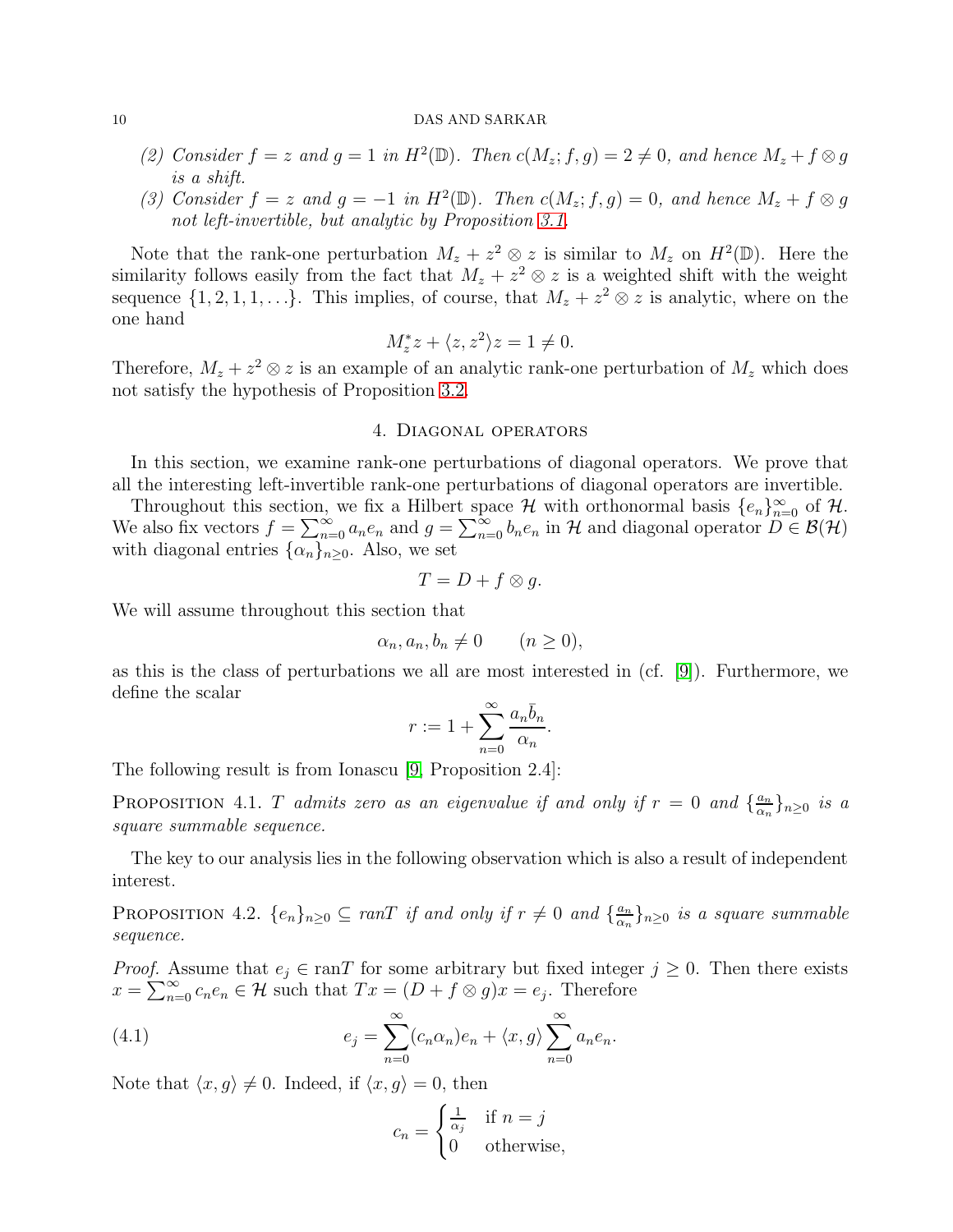(2) *Consider $f = z$ and $g = 1$ in $H^2(\mathbb{D})$. Then $c(M_z; f, g) = 2 \neq 0$, and hence $M_z + f \otimes g$ is a shift.*

(3) *Consider $f = z$ and $g = -1$ in $H^2(\mathbb{D})$. Then $c(M_z; f, g) = 0$, and hence $M_z + f \otimes g$ not left-invertible, but analytic by Proposition 3.1.*

Note that the rank-one perturbation $M_z + z^2 \otimes z$ is similar to $M_z$ on $H^2(\mathbb{D})$. Here the similarity follows easily from the fact that $M_z + z^2 \otimes z$ is a weighted shift with the weight sequence $\{1, 2, 1, 1, \ldots\}$. This implies, of course, that $M_z + z^2 \otimes z$ is analytic, where on the one hand

$$M_z^* z + \langle z, z^2 \rangle z = 1 \neq 0.$$

Therefore, $M_z + z^2 \otimes z$ is an example of an analytic rank-one perturbation of $M_z$ which does not satisfy the hypothesis of Proposition 3.2.

## 4. Diagonal operators

In this section, we examine rank-one perturbations of diagonal operators. We prove that all the interesting left-invertible rank-one perturbations of diagonal operators are invertible.

Throughout this section, we fix a Hilbert space $\mathcal{H}$ with orthonormal basis $\{e_n\}_{n=0}^\infty$ of $\mathcal{H}$. We also fix vectors $f = \sum_{n=0}^\infty a_n e_n$ and $g = \sum_{n=0}^\infty b_n e_n$ in $\mathcal{H}$ and diagonal operator $D \in \mathcal{B}(\mathcal{H})$ with diagonal entries $\{\alpha_n\}_{n \geq 0}$. Also, we set

$$T = D + f \otimes g.$$

We will assume throughout this section that

$$\alpha_n, a_n, b_n \neq 0 \qquad (n \geq 0),$$

as this is the class of perturbations we all are most interested in (cf. [9]). Furthermore, we define the scalar

$$r := 1 + \sum_{n=0}^\infty \frac{a_n \bar{b}_n}{\alpha_n}.$$

The following result is from Ionascu [9, Proposition 2.4]:

**Proposition 4.1.** *$T$ admits zero as an eigenvalue if and only if $r = 0$ and $\{\frac{a_n}{\alpha_n}\}_{n \geq 0}$ is a square summable sequence.*

The key to our analysis lies in the following observation which is also a result of independent interest.

**Proposition 4.2.** *$\{e_n\}_{n \geq 0} \subseteq ranT$ if and only if $r \neq 0$ and $\{\frac{a_n}{\alpha_n}\}_{n \geq 0}$ is a square summable sequence.*

*Proof.* Assume that $e_j \in \text{ran}T$ for some arbitrary but fixed integer $j \geq 0$. Then there exists $x = \sum_{n=0}^\infty c_n e_n \in \mathcal{H}$ such that $Tx = (D + f \otimes g)x = e_j$. Therefore

$$e_j = \sum_{n=0}^\infty (c_n \alpha_n) e_n + \langle x, g \rangle \sum_{n=0}^\infty a_n e_n. \tag{4.1}$$

Note that $\langle x, g \rangle \neq 0$. Indeed, if $\langle x, g \rangle = 0$, then

$$c_n = \begin{cases} \frac{1}{\alpha_j} & \text{if } n = j \\ 0 & \text{otherwise,} \end{cases}$$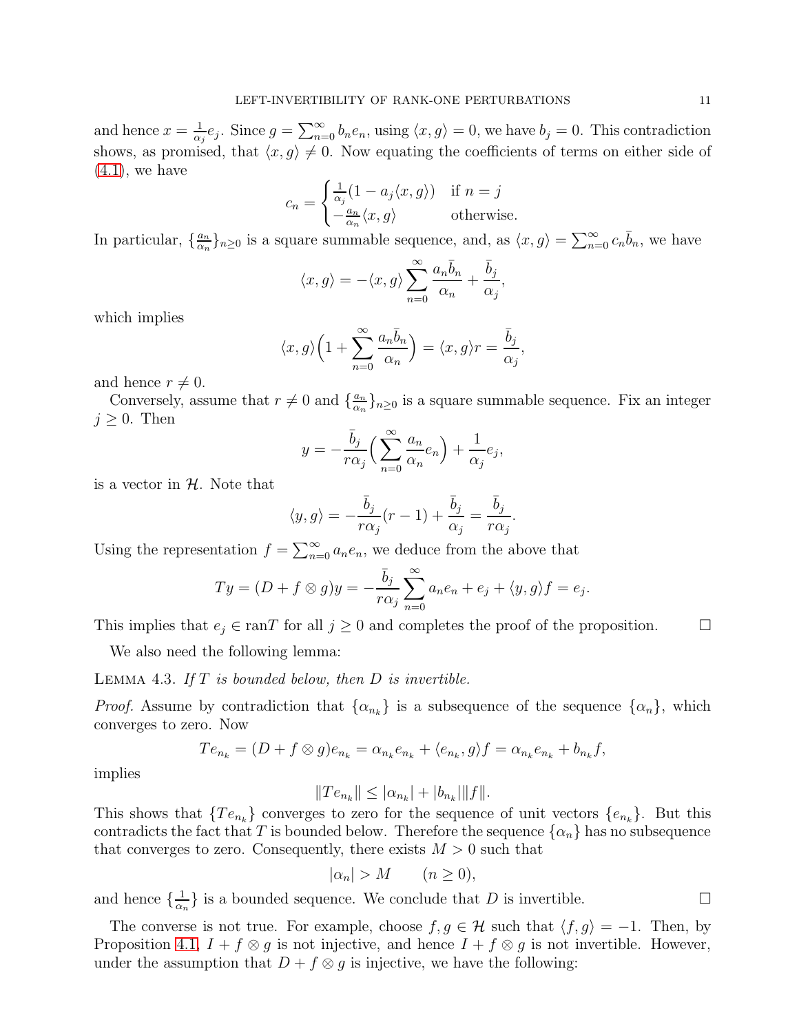and hence $x = \frac{1}{\alpha_j} e_j$. Since $g = \sum_{n=0}^{\infty} b_n e_n$, using $\langle x, g\rangle = 0$, we have $b_j = 0$. This contradiction shows, as promised, that $\langle x, g\rangle \neq 0$. Now equating the coefficients of terms on either side of (4.1), we have

$$c_n = \begin{cases} \frac{1}{\alpha_j}(1 - a_j \langle x, g\rangle) & \text{if } n = j \\ -\frac{a_n}{\alpha_n}\langle x, g\rangle & \text{otherwise.} \end{cases}$$

In particular, $\{\frac{a_n}{\alpha_n}\}_{n\geq 0}$ is a square summable sequence, and, as $\langle x, g\rangle = \sum_{n=0}^{\infty} c_n \bar{b}_n$, we have

$$\langle x, g\rangle = -\langle x, g\rangle \sum_{n=0}^{\infty} \frac{a_n \bar{b}_n}{\alpha_n} + \frac{\bar{b}_j}{\alpha_j},$$

which implies

$$\langle x, g\rangle \Big(1 + \sum_{n=0}^{\infty} \frac{a_n \bar{b}_n}{\alpha_n}\Big) = \langle x, g\rangle r = \frac{\bar{b}_j}{\alpha_j},$$

and hence $r \neq 0$.

Conversely, assume that $r \neq 0$ and $\{\frac{a_n}{\alpha_n}\}_{n\geq 0}$ is a square summable sequence. Fix an integer $j \geq 0$. Then

$$y = -\frac{\bar{b}_j}{r\alpha_j}\Big(\sum_{n=0}^{\infty} \frac{a_n}{\alpha_n} e_n\Big) + \frac{1}{\alpha_j} e_j,$$

is a vector in $\mathcal{H}$. Note that

$$\langle y, g\rangle = -\frac{\bar{b}_j}{r\alpha_j}(r-1) + \frac{\bar{b}_j}{\alpha_j} = \frac{\bar{b}_j}{r\alpha_j}.$$

Using the representation $f = \sum_{n=0}^{\infty} a_n e_n$, we deduce from the above that

$$Ty = (D + f \otimes g)y = -\frac{\bar{b}_j}{r\alpha_j} \sum_{n=0}^{\infty} a_n e_n + e_j + \langle y, g\rangle f = e_j.$$

This implies that $e_j \in \text{ran}T$ for all $j \geq 0$ and completes the proof of the proposition. $\square$

We also need the following lemma:

Lemma 4.3. *If $T$ is bounded below, then $D$ is invertible.*

*Proof.* Assume by contradiction that $\{\alpha_{n_k}\}$ is a subsequence of the sequence $\{\alpha_n\}$, which converges to zero. Now

$$Te_{n_k} = (D + f \otimes g)e_{n_k} = \alpha_{n_k} e_{n_k} + \langle e_{n_k}, g\rangle f = \alpha_{n_k} e_{n_k} + b_{n_k} f,$$

implies

$$\|Te_{n_k}\| \leq |\alpha_{n_k}| + |b_{n_k}|\|f\|.$$

This shows that $\{Te_{n_k}\}$ converges to zero for the sequence of unit vectors $\{e_{n_k}\}$. But this contradicts the fact $T$ is bounded below. Therefore the sequence $\{\alpha_n\}$ has no subsequence that converges to zero. Consequently, there exists $M > 0$ such that

$$|\alpha_n| > M \qquad (n \geq 0),$$

and hence $\{\frac{1}{\alpha_n}\}$ is a bounded sequence. We conclude that $D$ is invertible. $\square$

The converse is not true. For example, choose $f, g \in \mathcal{H}$ such that $\langle f, g\rangle = -1$. Then, by Proposition 4.1, $I + f \otimes g$ is not injective, and hence $I + f \otimes g$ is not invertible. However, under the assumption that $D + f \otimes g$ is injective, we have the following: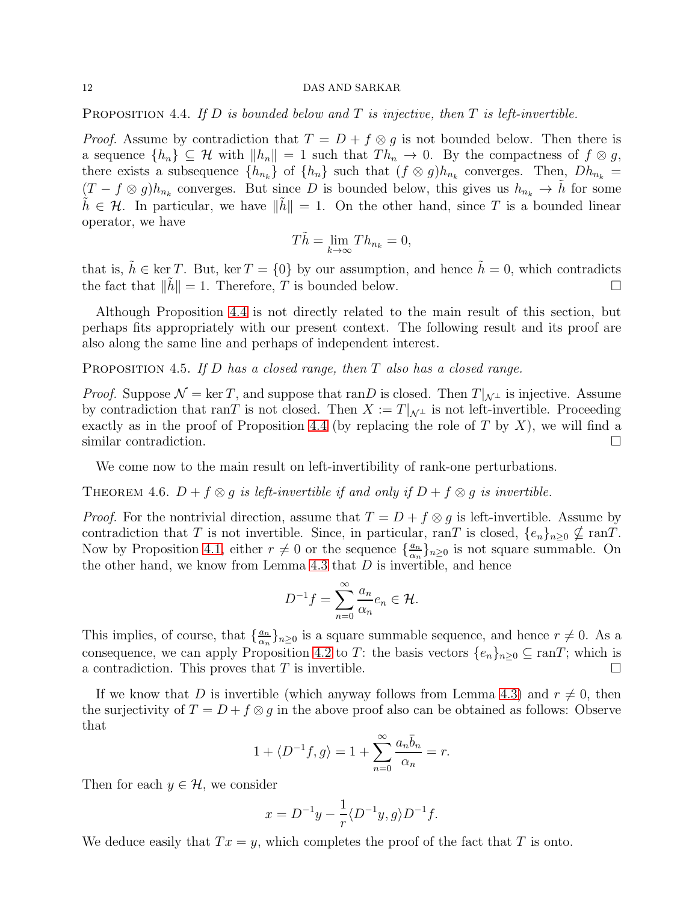**Proposition 4.4.** *If $D$ is bounded below and $T$ is injective, then $T$ is left-invertible.*

*Proof.* Assume by contradiction that $T = D + f \otimes g$ is not bounded below. Then there is a sequence $\{h_n\} \subseteq \mathcal{H}$ with $\|h_n\| = 1$ such that $Th_n \to 0$. By the compactness of $f \otimes g$, there exists a subsequence $\{h_{n_k}\}$ of $\{h_n\}$ such that $(f \otimes g)h_{n_k}$ converges. Then, $Dh_{n_k} = (T - f \otimes g)h_{n_k}$ converges. But since $D$ is bounded below, this gives us $h_{n_k} \to \tilde{h}$ for some $\tilde{h} \in \mathcal{H}$. In particular, we have $\|\tilde{h}\| = 1$. On the other hand, since $T$ is a bounded linear operator, we have

$$T\tilde{h} = \lim_{k \to \infty} Th_{n_k} = 0,$$

that is, $\tilde{h} \in \ker T$. But, $\ker T = \{0\}$ by our assumption, and hence $\tilde{h} = 0$, which contradicts the fact that $\|\tilde{h}\| = 1$. Therefore, $T$ is bounded below. $\square$

Although Proposition 4.4 is not directly related to the main result of this section, but perhaps fits appropriately with our present context. The following result and its proof are also along the same line and perhaps of independent interest.

**Proposition 4.5.** *If $D$ has a closed range, then $T$ also has a closed range.*

*Proof.* Suppose $\mathcal{N} = \ker T$, and suppose that ran$D$ is closed. Then $T|_{\mathcal{N}^\perp}$ is injective. Assume by contradiction that ran$T$ is not closed. Then $X := T|_{\mathcal{N}^\perp}$ is not left-invertible. Proceeding exactly as in the proof of Proposition 4.4 (by replacing the role of $T$ by $X$), we will find a similar contradiction. $\square$

We come now to the main result on left-invertibility of rank-one perturbations.

**Theorem 4.6.** *$D + f \otimes g$ is left-invertible if and only if $D + f \otimes g$ is invertible.*

*Proof.* For the nontrivial direction, assume that $T = D + f \otimes g$ is left-invertible. Assume by contradiction that $T$ is not invertible. Since, in particular, ran$T$ is closed, $\{e_n\}_{n \geq 0} \nsubseteq$ ran$T$. Now by Proposition 4.1, either $r \neq 0$ or the sequence $\{\frac{a_n}{\alpha_n}\}_{n \geq 0}$ is not square summable. On the other hand, we know from Lemma 4.3 that $D$ is invertible, and hence

$$D^{-1}f = \sum_{n=0}^{\infty} \frac{a_n}{\alpha_n} e_n \in \mathcal{H}.$$

This implies, of course, that $\{\frac{a_n}{\alpha_n}\}_{n \geq 0}$ is a square summable sequence, and hence $r \neq 0$. As a consequence, we can apply Proposition 4.2 to $T$: the basis vectors $\{e_n\}_{n \geq 0} \subseteq$ ran$T$; which is a contradiction. This proves that $T$ is invertible. $\square$

If we know that $D$ is invertible (which anyway follows from Lemma 4.3) and $r \neq 0$, then the surjectivity of $T = D + f \otimes g$ in the above proof also can be obtained as follows: Observe that

$$1 + \langle D^{-1}f, g \rangle = 1 + \sum_{n=0}^{\infty} \frac{a_n \bar{b}_n}{\alpha_n} = r.$$

Then for each $y \in \mathcal{H}$, we consider

$$x = D^{-1}y - \frac{1}{r} \langle D^{-1}y, g \rangle D^{-1}f.$$

We deduce easily that $Tx = y$, which completes the proof of the fact that $T$ is onto.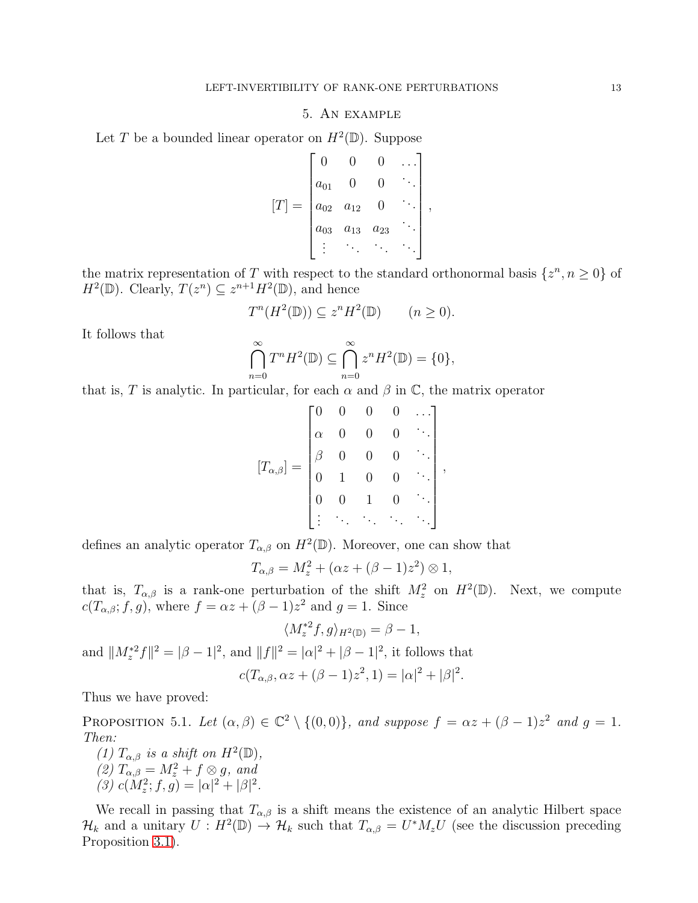## 5. An example

Let $T$ be a bounded linear operator on $H^2(\mathbb{D})$. Suppose

$$[T] = \begin{bmatrix} 0 & 0 & 0 & \dots \\ a_{01} & 0 & 0 & \ddots \\ a_{02} & a_{12} & 0 & \ddots \\ a_{03} & a_{13} & a_{23} & \ddots \\ \vdots & \ddots & \ddots & \ddots \end{bmatrix},$$

the matrix representation of $T$ with respect to the standard orthonormal basis $\{z^n, n \geq 0\}$ of $H^2(\mathbb{D})$. Clearly, $T(z^n) \subseteq z^{n+1}H^2(\mathbb{D})$, and hence

$$T^n(H^2(\mathbb{D})) \subseteq z^n H^2(\mathbb{D}) \qquad (n \geq 0).$$

It follows that

$$\bigcap_{n=0}^{\infty} T^n H^2(\mathbb{D}) \subseteq \bigcap_{n=0}^{\infty} z^n H^2(\mathbb{D}) = \{0\},$$

that is, $T$ is analytic. In particular, for each $\alpha$ and $\beta$ in $\mathbb{C}$, the matrix operator

$$[T_{\alpha,\beta}] = \begin{bmatrix} 0 & 0 & 0 & 0 & \dots \\ \alpha & 0 & 0 & 0 & \ddots \\ \beta & 0 & 0 & 0 & \ddots \\ 0 & 1 & 0 & 0 & \ddots \\ 0 & 0 & 1 & 0 & \ddots \\ \vdots & \ddots & \ddots & \ddots & \ddots \end{bmatrix},$$

defines an analytic operator $T_{\alpha,\beta}$ on $H^2(\mathbb{D})$. Moreover, one can show that

$$T_{\alpha,\beta} = M_z^2 + (\alpha z + (\beta - 1)z^2) \otimes 1,$$

that is, $T_{\alpha,\beta}$ is a rank-one perturbation of the shift $M_z^2$ on $H^2(\mathbb{D})$. Next, we compute $c(T_{\alpha,\beta}; f, g)$, where $f = \alpha z + (\beta - 1)z^2$ and $g = 1$. Since

$$\langle M_z^{*2} f, g\rangle_{H^2(\mathbb{D})} = \beta - 1,$$

and $\|M_z^{*2} f\|^2 = |\beta - 1|^2$, and $\|f\|^2 = |\alpha|^2 + |\beta - 1|^2$, it follows that

$$c(T_{\alpha,\beta}, \alpha z + (\beta - 1)z^2, 1) = |\alpha|^2 + |\beta|^2.$$

Thus we have proved:

**Proposition 5.1.** *Let $(\alpha, \beta) \in \mathbb{C}^2 \setminus \{(0,0)\}$, and suppose $f = \alpha z + (\beta - 1)z^2$ and $g = 1$. Then:*

*(1) $T_{\alpha,\beta}$ is a shift on $H^2(\mathbb{D})$,*
*(2) $T_{\alpha,\beta} = M_z^2 + f \otimes g$, and*
*(3) $c(M_z^2; f, g) = |\alpha|^2 + |\beta|^2$.*

We recall in passing that $T_{\alpha,\beta}$ is a shift means the existence of an analytic Hilbert space $\mathcal{H}_k$ and a unitary $U : H^2(\mathbb{D}) \to \mathcal{H}_k$ such that $T_{\alpha,\beta} = U^* M_z U$ (see the discussion preceding Proposition 3.1).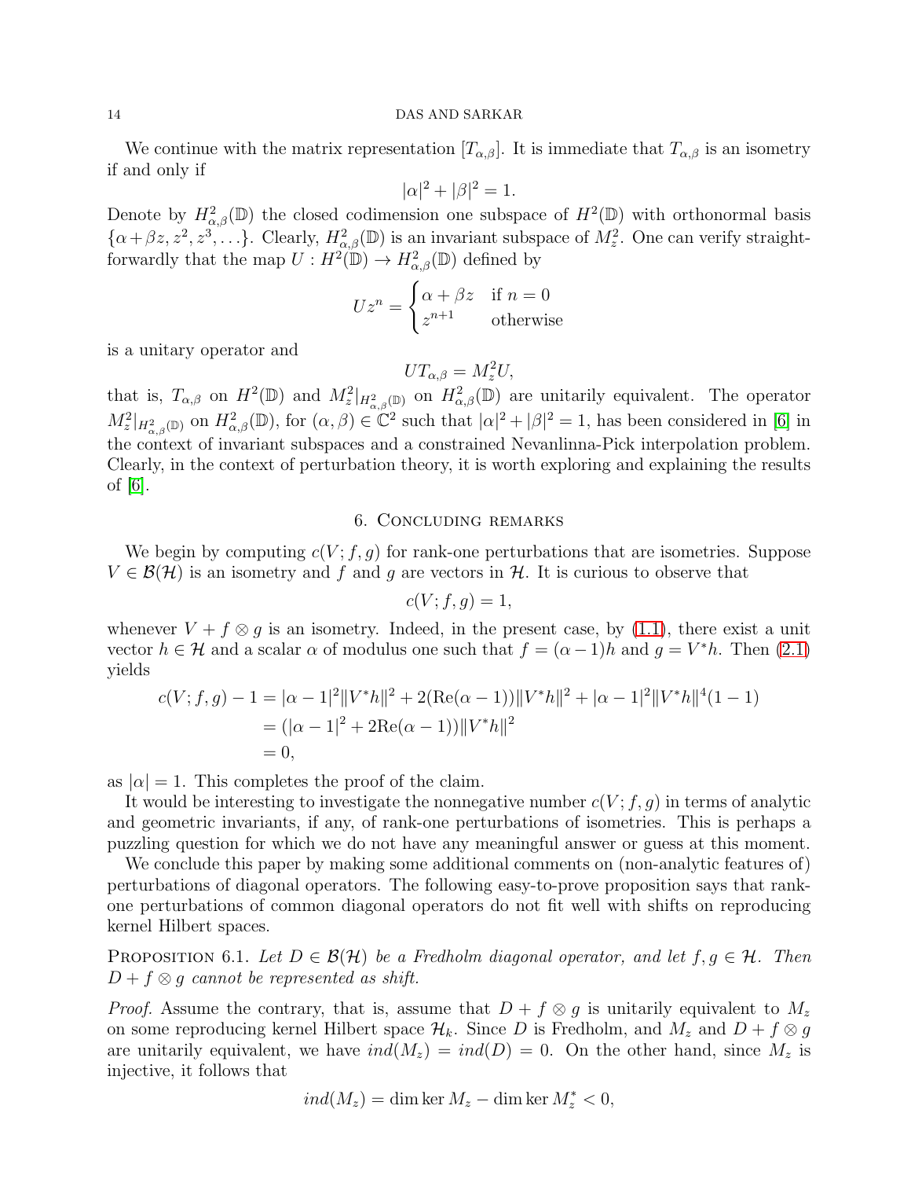We continue with the matrix representation $[T_{\alpha,\beta}]$. It is immediate that $T_{\alpha,\beta}$ is an isometry if and only if

$$|\alpha|^2 + |\beta|^2 = 1.$$

Denote by $H^2_{\alpha,\beta}(\mathbb{D})$ the closed codimension one subspace of $H^2(\mathbb{D})$ with orthonormal basis $\{\alpha + \beta z, z^2, z^3, \ldots\}$. Clearly, $H^2_{\alpha,\beta}(\mathbb{D})$ is an invariant subspace of $M_z^2$. One can verify straightforwardly that the map $U : H^2(\mathbb{D}) \to H^2_{\alpha,\beta}(\mathbb{D})$ defined by

$$Uz^n = \begin{cases} \alpha + \beta z & \text{if } n = 0 \\ z^{n+1} & \text{otherwise} \end{cases}$$

is a unitary operator and

$$UT_{\alpha,\beta} = M_z^2 U,$$

that is, $T_{\alpha,\beta}$ on $H^2(\mathbb{D})$ and $M_z^2|_{H^2_{\alpha,\beta}(\mathbb{D})}$ on $H^2_{\alpha,\beta}(\mathbb{D})$ are unitarily equivalent. The operator $M_z^2|_{H^2_{\alpha,\beta}(\mathbb{D})}$ on $H^2_{\alpha,\beta}(\mathbb{D})$, for $(\alpha, \beta) \in \mathbb{C}^2$ such that $|\alpha|^2 + |\beta|^2 = 1$, has been considered in [6] in the context of invariant subspaces and a constrained Nevanlinna-Pick interpolation problem. Clearly, in the context of perturbation theory, it is worth exploring and explaining the results of [6].

## 6. Concluding remarks

We begin by computing $c(V; f, g)$ for rank-one perturbations that are isometries. Suppose $V \in \mathcal{B}(\mathcal{H})$ is an isometry and $f$ and $g$ are vectors in $\mathcal{H}$. It is curious to observe that

$$c(V; f, g) = 1,$$

whenever $V + f \otimes g$ is an isometry. Indeed, in the present case, by (1.1), there exist a unit vector $h \in \mathcal{H}$ and a scalar $\alpha$ of modulus one such that $f = (\alpha - 1)h$ and $g = V^*h$. Then (2.1) yields

$$\begin{aligned} c(V; f, g) - 1 &= |\alpha - 1|^2 \|V^*h\|^2 + 2(\mathrm{Re}(\alpha - 1))\|V^*h\|^2 + |\alpha - 1|^2 \|V^*h\|^4 (1 - 1) \\ &= (|\alpha - 1|^2 + 2\mathrm{Re}(\alpha - 1))\|V^*h\|^2 \\ &= 0, \end{aligned}$$

as $|\alpha| = 1$. This completes the proof of the claim.

It would be interesting to investigate the nonnegative number $c(V; f, g)$ in terms of analytic and geometric invariants, if any, of rank-one perturbations of isometries. This is perhaps a puzzling question for which we do not have any meaningful answer or guess at this moment.

We conclude this paper by making some additional comments on (non-analytic features of) perturbations of diagonal operators. The following easy-to-prove proposition says that rank-one perturbations of common diagonal operators do not fit well with shifts on reproducing kernel Hilbert spaces.

Proposition 6.1. *Let $D \in \mathcal{B}(\mathcal{H})$ be a Fredholm diagonal operator, and let $f, g \in \mathcal{H}$. Then $D + f \otimes g$ cannot be represented as shift.*

*Proof.* Assume the contrary, that is, assume that $D + f \otimes g$ is unitarily equivalent to $M_z$ on some reproducing kernel Hilbert space $\mathcal{H}_k$. Since $D$ is Fredholm, and $M_z$ and $D + f \otimes g$ are unitarily equivalent, we have $ind(M_z) = ind(D) = 0$. On the other hand, since $M_z$ is injective, it follows that

$$ind(M_z) = \dim \ker M_z - \dim \ker M_z^* < 0,$$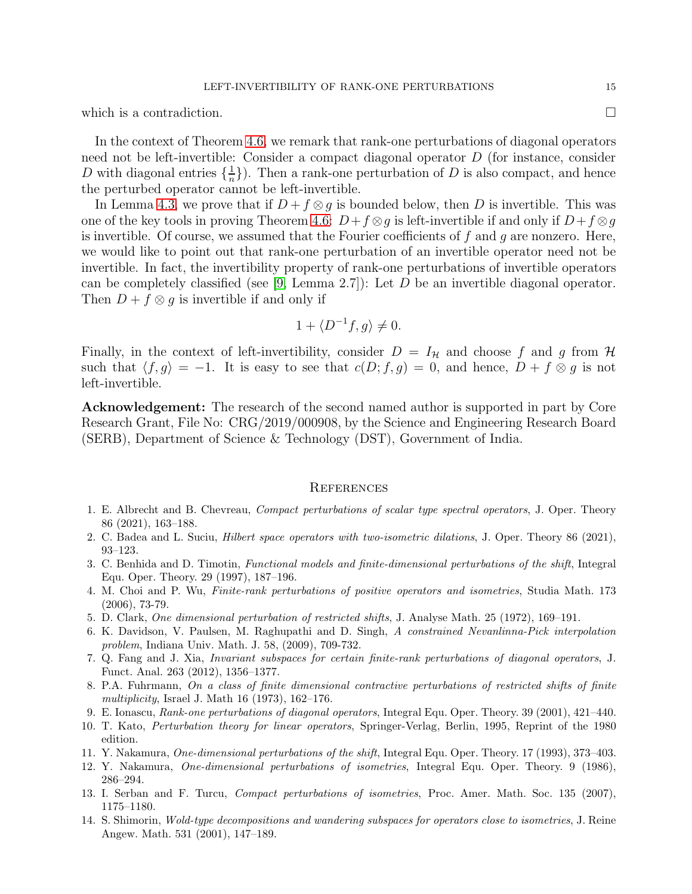which is a contradiction. □

In the context of Theorem 4.6, we remark that rank-one perturbations of diagonal operators need not be left-invertible: Consider a compact diagonal operator $D$ (for instance, consider $D$ with diagonal entries $\{\frac{1}{n}\}$). Then a rank-one perturbation of $D$ is also compact, and hence the perturbed operator cannot be left-invertible.

In Lemma 4.3, we prove that if $D + f \otimes g$ is bounded below, then $D$ is invertible. This was one of the key tools in proving Theorem 4.6: $D + f \otimes g$ is left-invertible if and only if $D + f \otimes g$ is invertible. Of course, we assumed that the Fourier coefficients of $f$ and $g$ are nonzero. Here, we would like to point out that rank-one perturbation of an invertible operator need not be invertible. In fact, the invertibility property of rank-one perturbations of invertible operators can be completely classified (see [9, Lemma 2.7]): Let $D$ be an invertible diagonal operator. Then $D + f \otimes g$ is invertible if and only if

$$1 + \langle D^{-1} f, g \rangle \neq 0.$$

Finally, in the context of left-invertibility, consider $D = I_{\mathcal{H}}$ and choose $f$ and $g$ from $\mathcal{H}$ such that $\langle f, g \rangle = -1$. It is easy to see that $c(D; f, g) = 0$, and hence, $D + f \otimes g$ is not left-invertible.

**Acknowledgement:** The research of the second named author is supported in part by Core Research Grant, File No: CRG/2019/000908, by the Science and Engineering Research Board (SERB), Department of Science & Technology (DST), Government of India.

## References

1. E. Albrecht and B. Chevreau, *Compact perturbations of scalar type spectral operators*, J. Oper. Theory 86 (2021), 163–188.
2. C. Badea and L. Suciu, *Hilbert space operators with two-isometric dilations*, J. Oper. Theory 86 (2021), 93–123.
3. C. Benhida and D. Timotin, *Functional models and finite-dimensional perturbations of the shift*, Integral Equ. Oper. Theory. 29 (1997), 187–196.
4. M. Choi and P. Wu, *Finite-rank perturbations of positive operators and isometries*, Studia Math. 173 (2006), 73-79.
5. D. Clark, *One dimensional perturbation of restricted shifts*, J. Analyse Math. 25 (1972), 169–191.
6. K. Davidson, V. Paulsen, M. Raghupathi and D. Singh, *A constrained Nevanlinna-Pick interpolation problem*, Indiana Univ. Math. J. 58, (2009), 709-732.
7. Q. Fang and J. Xia, *Invariant subspaces for certain finite-rank perturbations of diagonal operators*, J. Funct. Anal. 263 (2012), 1356–1377.
8. P.A. Fuhrmann, *On a class of finite dimensional contractive perturbations of restricted shifts of finite multiplicity*, Israel J. Math 16 (1973), 162–176.
9. E. Ionascu, *Rank-one perturbations of diagonal operators*, Integral Equ. Oper. Theory. 39 (2001), 421–440.
10. T. Kato, *Perturbation theory for linear operators*, Springer-Verlag, Berlin, 1995, Reprint of the 1980 edition.
11. Y. Nakamura, *One-dimensional perturbations of the shift*, Integral Equ. Oper. Theory. 17 (1993), 373–403.
12. Y. Nakamura, *One-dimensional perturbations of isometries*, Integral Equ. Oper. Theory. 9 (1986), 286–294.
13. I. Serban and F. Turcu, *Compact perturbations of isometries*, Proc. Amer. Math. Soc. 135 (2007), 1175–1180.
14. S. Shimorin, *Wold-type decompositions and wandering subspaces for operators close to isometries*, J. Reine Angew. Math. 531 (2001), 147–189.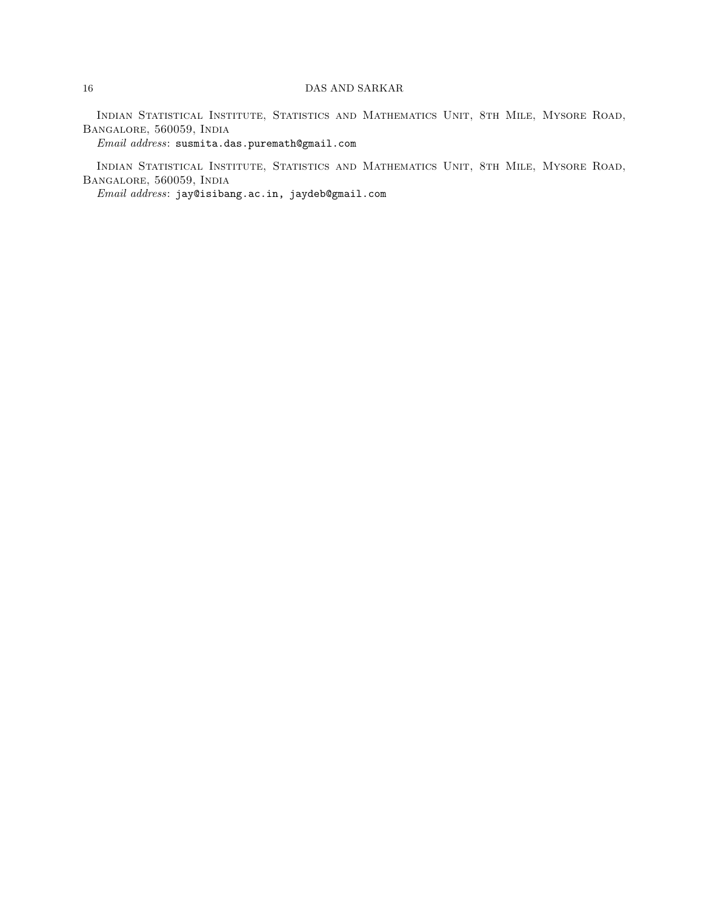Indian Statistical Institute, Statistics and Mathematics Unit, 8th Mile, Mysore Road, Bangalore, 560059, India

*Email address*: susmita.das.puremath@gmail.com

Indian Statistical Institute, Statistics and Mathematics Unit, 8th Mile, Mysore Road, Bangalore, 560059, India

*Email address*: jay@isibang.ac.in, jaydeb@gmail.com